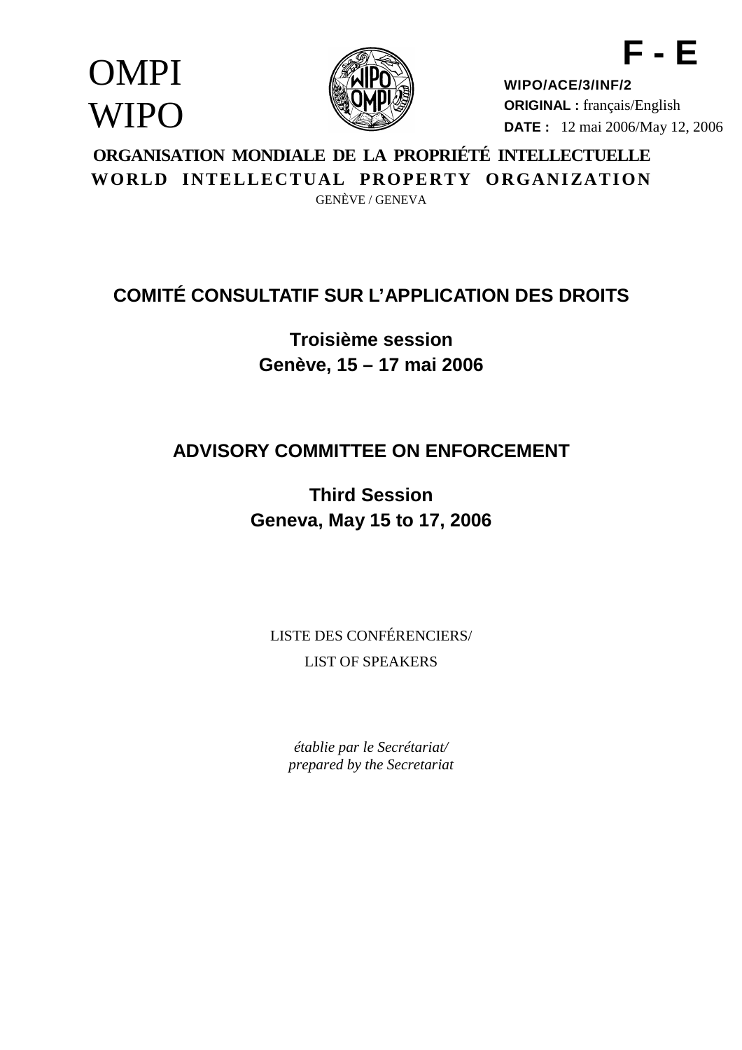**F - E**

OMPI
WIPO

**WIPO/ACE/3/INF/2**
**ORIGINAL :** français/English
**DATE :** 12 mai 2006/May 12, 2006

**ORGANISATION MONDIALE DE LA PROPRIÉTÉ INTELLECTUELLE**
**WORLD INTELLECTUAL PROPERTY ORGANIZATION**
GENÈVE / GENEVA

## COMITÉ CONSULTATIF SUR L'APPLICATION DES DROITS

**Troisième session**
**Genève, 15 – 17 mai 2006**

## ADVISORY COMMITTEE ON ENFORCEMENT

**Third Session**
**Geneva, May 15 to 17, 2006**

LISTE DES CONFÉRENCIERS/
LIST OF SPEAKERS

*établie par le Secrétariat/*
*prepared by the Secretariat*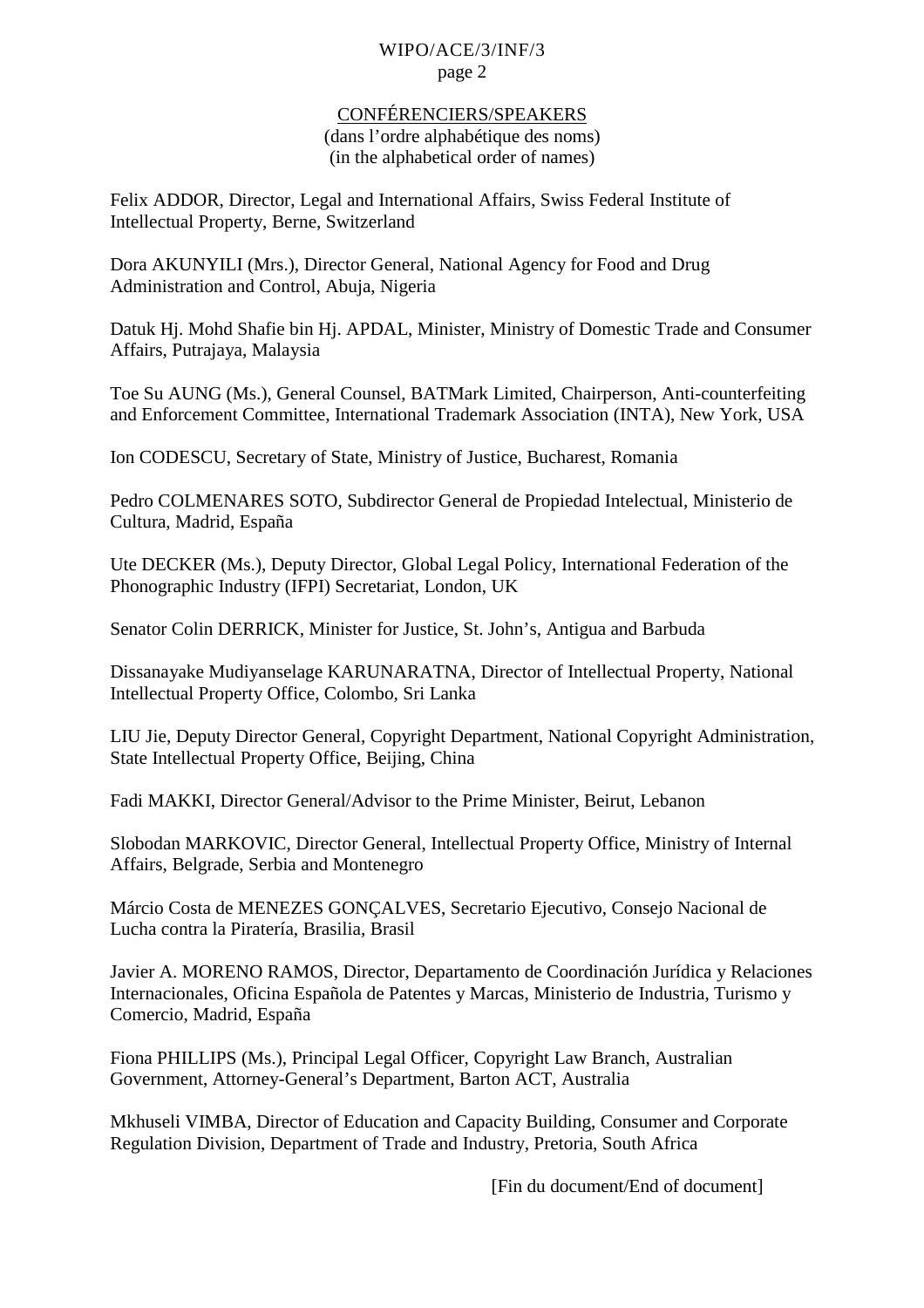## CONFÉRENCIERS/SPEAKERS

(dans l'ordre alphabétique des noms)
(in the alphabetical order of names)

Felix ADDOR, Director, Legal and International Affairs, Swiss Federal Institute of Intellectual Property, Berne, Switzerland

Dora AKUNYILI (Mrs.), Director General, National Agency for Food and Drug Administration and Control, Abuja, Nigeria

Datuk Hj. Mohd Shafie bin Hj. APDAL, Minister, Ministry of Domestic Trade and Consumer Affairs, Putrajaya, Malaysia

Toe Su AUNG (Ms.), General Counsel, BATMark Limited, Chairperson, Anti-counterfeiting and Enforcement Committee, International Trademark Association (INTA), New York, USA

Ion CODESCU, Secretary of State, Ministry of Justice, Bucharest, Romania

Pedro COLMENARES SOTO, Subdirector General de Propiedad Intelectual, Ministerio de Cultura, Madrid, España

Ute DECKER (Ms.), Deputy Director, Global Legal Policy, International Federation of the Phonographic Industry (IFPI) Secretariat, London, UK

Senator Colin DERRICK, Minister for Justice, St. John's, Antigua and Barbuda

Dissanayake Mudiyanselage KARUNARATNA, Director of Intellectual Property, National Intellectual Property Office, Colombo, Sri Lanka

LIU Jie, Deputy Director General, Copyright Department, National Copyright Administration, State Intellectual Property Office, Beijing, China

Fadi MAKKI, Director General/Advisor to the Prime Minister, Beirut, Lebanon

Slobodan MARKOVIC, Director General, Intellectual Property Office, Ministry of Internal Affairs, Belgrade, Serbia and Montenegro

Márcio Costa de MENEZES GONÇALVES, Secretario Ejecutivo, Consejo Nacional de Lucha contra la Piratería, Brasilia, Brasil

Javier A. MORENO RAMOS, Director, Departamento de Coordinación Jurídica y Relaciones Internacionales, Oficina Española de Patentes y Marcas, Ministerio de Industria, Turismo y Comercio, Madrid, España

Fiona PHILLIPS (Ms.), Principal Legal Officer, Copyright Law Branch, Australian Government, Attorney-General's Department, Barton ACT, Australia

Mkhuseli VIMBA, Director of Education and Capacity Building, Consumer and Corporate Regulation Division, Department of Trade and Industry, Pretoria, South Africa

[Fin du document/End of document]